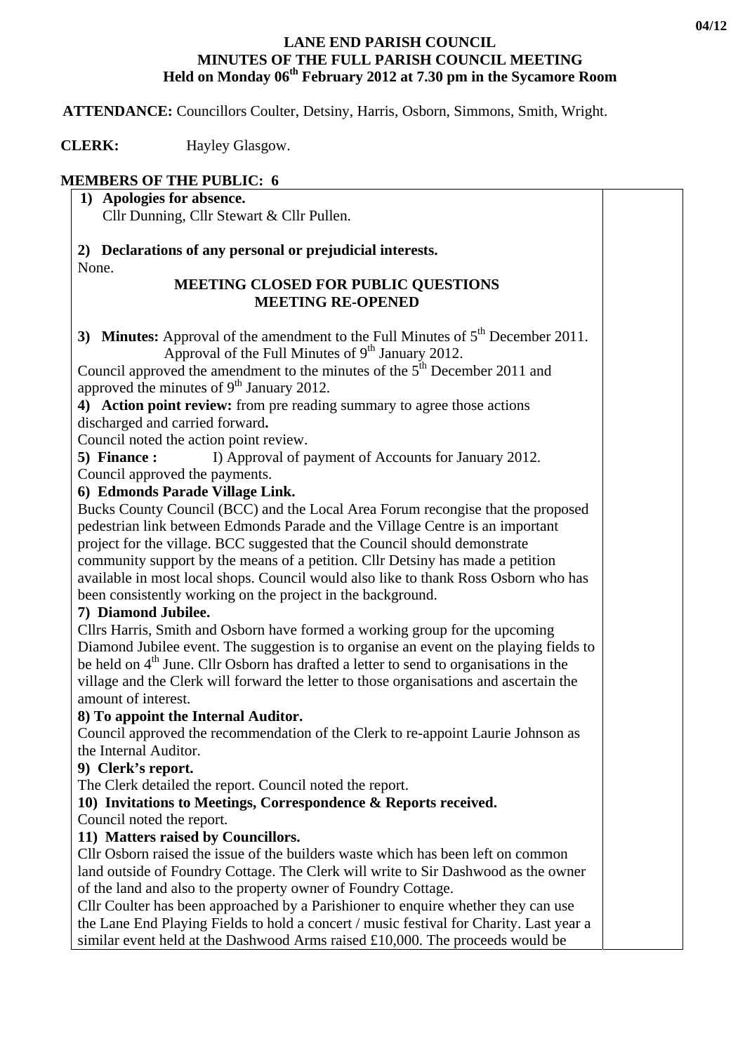04/12

# LANE END PARISH COUNCIL
## MINUTES OF THE FULL PARISH COUNCIL MEETING
### Held on Monday 06th February 2012 at 7.30 pm in the Sycamore Room

**ATTENDANCE:** Councillors Coulter, Detsiny, Harris, Osborn, Simmons, Smith, Wright.

**CLERK:** Hayley Glasgow.

**MEMBERS OF THE PUBLIC: 6**

**1) Apologies for absence.**
Cllr Dunning, Cllr Stewart & Cllr Pullen.

**2) Declarations of any personal or prejudicial interests.**
None.

**MEETING CLOSED FOR PUBLIC QUESTIONS**
**MEETING RE-OPENED**

**3) Minutes:** Approval of the amendment to the Full Minutes of 5th December 2011.
Approval of the Full Minutes of 9th January 2012.
Council approved the amendment to the minutes of the 5th December 2011 and approved the minutes of 9th January 2012.

**4) Action point review:** from pre reading summary to agree those actions discharged and carried forward**.**
Council noted the action point review.

**5) Finance :** I) Approval of payment of Accounts for January 2012.
Council approved the payments.

**6) Edmonds Parade Village Link.**
Bucks County Council (BCC) and the Local Area Forum recongise that the proposed pedestrian link between Edmonds Parade and the Village Centre is an important project for the village. BCC suggested that the Council should demonstrate community support by the means of a petition. Cllr Detsiny has made a petition available in most local shops. Council would also like to thank Ross Osborn who has been consistently working on the project in the background.

**7) Diamond Jubilee.**
Cllrs Harris, Smith and Osborn have formed a working group for the upcoming Diamond Jubilee event. The suggestion is to organise an event on the playing fields to be held on 4th June. Cllr Osborn has drafted a letter to send to organisations in the village and the Clerk will forward the letter to those organisations and ascertain the amount of interest.

**8) To appoint the Internal Auditor.**
Council approved the recommendation of the Clerk to re-appoint Laurie Johnson as the Internal Auditor.

**9) Clerk's report.**
The Clerk detailed the report. Council noted the report.

**10) Invitations to Meetings, Correspondence & Reports received.**
Council noted the report.

**11) Matters raised by Councillors.**
Cllr Osborn raised the issue of the builders waste which has been left on common land outside of Foundry Cottage. The Clerk will write to Sir Dashwood as the owner of the land and also to the property owner of Foundry Cottage.
Cllr Coulter has been approached by a Parishioner to enquire whether they can use the Lane End Playing Fields to hold a concert / music festival for Charity. Last year a similar event held at the Dashwood Arms raised £10,000. The proceeds would be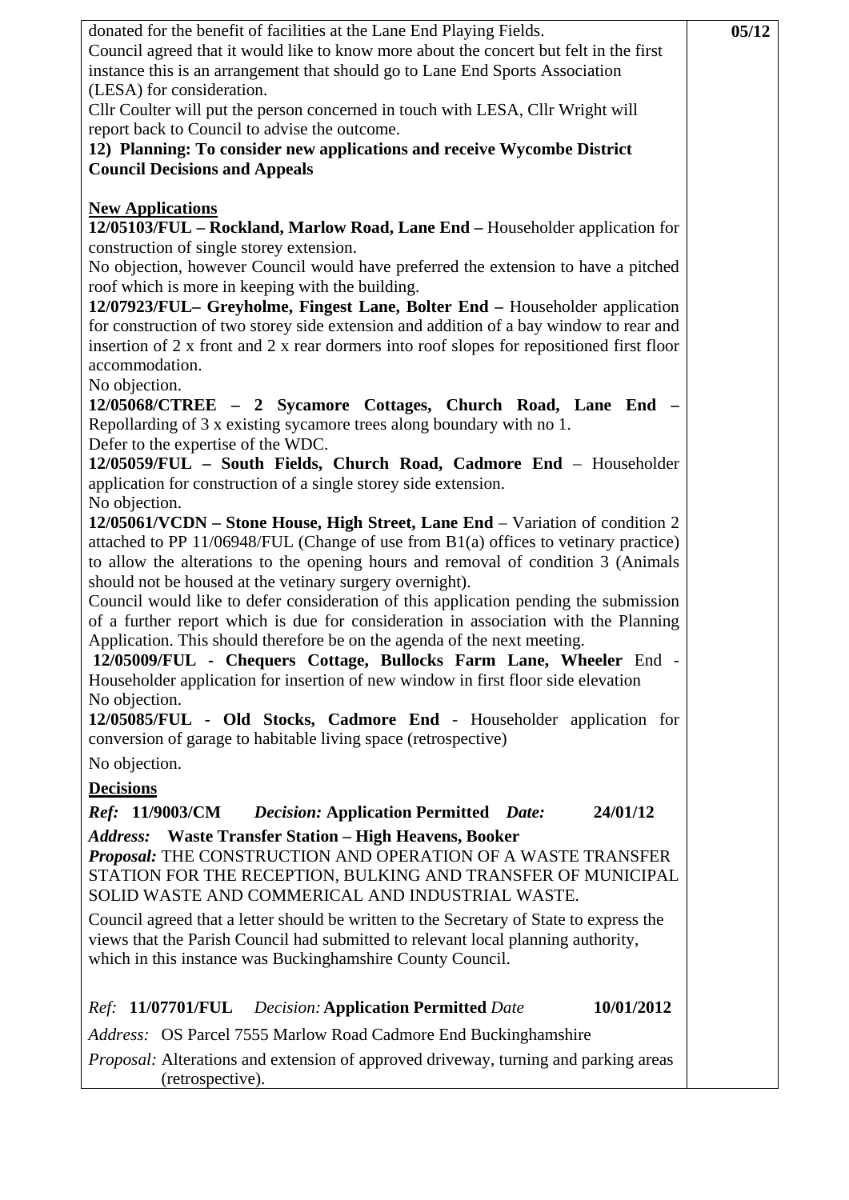donated for the benefit of facilities at the Lane End Playing Fields.
Council agreed that it would like to know more about the concert but felt in the first instance this is an arrangement that should go to Lane End Sports Association (LESA) for consideration.
Cllr Coulter will put the person concerned in touch with LESA, Cllr Wright will report back to Council to advise the outcome.

**12) Planning: To consider new applications and receive Wycombe District Council Decisions and Appeals**

**New Applications**

**12/05103/FUL – Rockland, Marlow Road, Lane End –** Householder application for construction of single storey extension.
No objection, however Council would have preferred the extension to have a pitched roof which is more in keeping with the building.

**12/07923/FUL– Greyholme, Fingest Lane, Bolter End –** Householder application for construction of two storey side extension and addition of a bay window to rear and insertion of 2 x front and 2 x rear dormers into roof slopes for repositioned first floor accommodation.
No objection.

**12/05068/CTREE – 2 Sycamore Cottages, Church Road, Lane End –** Repollarding of 3 x existing sycamore trees along boundary with no 1.
Defer to the expertise of the WDC.

**12/05059/FUL – South Fields, Church Road, Cadmore End** – Householder application for construction of a single storey side extension.
No objection.

**12/05061/VCDN – Stone House, High Street, Lane End** – Variation of condition 2 attached to PP 11/06948/FUL (Change of use from B1(a) offices to vetinary practice) to allow the alterations to the opening hours and removal of condition 3 (Animals should not be housed at the vetinary surgery overnight).
Council would like to defer consideration of this application pending the submission of a further report which is due for consideration in association with the Planning Application. This should therefore be on the agenda of the next meeting.

**12/05009/FUL - Chequers Cottage, Bullocks Farm Lane, Wheeler** End - Householder application for insertion of new window in first floor side elevation
No objection.

**12/05085/FUL - Old Stocks, Cadmore End** - Householder application for conversion of garage to habitable living space (retrospective)

No objection.

**Decisions**

***Ref:*** **11/9003/CM** ***Decision:*** **Application Permitted** ***Date:*** **24/01/12**

***Address:*** **Waste Transfer Station – High Heavens, Booker**

***Proposal:*** THE CONSTRUCTION AND OPERATION OF A WASTE TRANSFER STATION FOR THE RECEPTION, BULKING AND TRANSFER OF MUNICIPAL SOLID WASTE AND COMMERICAL AND INDUSTRIAL WASTE.

Council agreed that a letter should be written to the Secretary of State to express the views that the Parish Council had submitted to relevant local planning authority, which in this instance was Buckinghamshire County Council.

*Ref:* **11/07701/FUL** *Decision:* **Application Permitted** *Date* **10/01/2012**

*Address:* OS Parcel 7555 Marlow Road Cadmore End Buckinghamshire

*Proposal:* Alterations and extension of approved driveway, turning and parking areas (retrospective).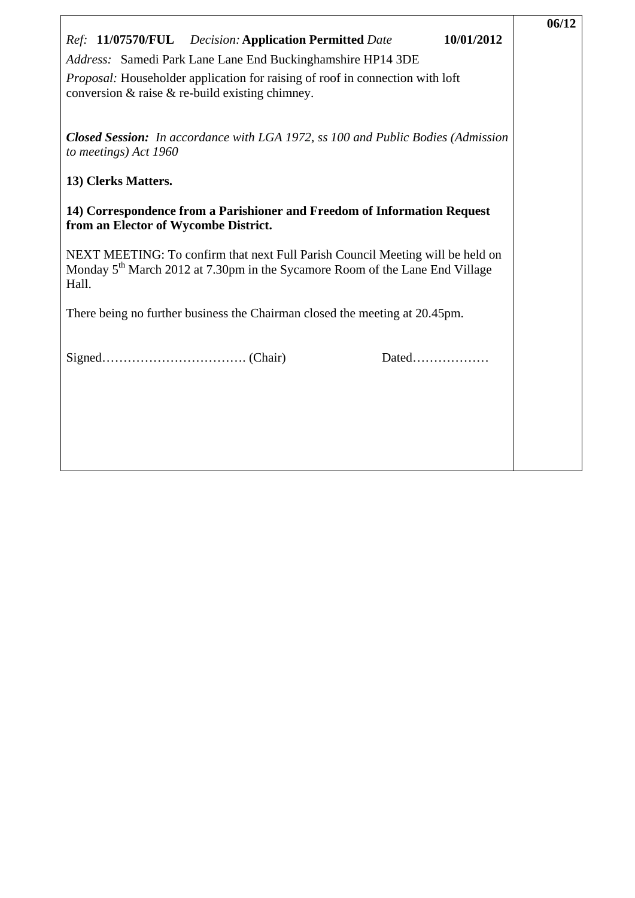*Ref:* **11/07570/FUL** *Decision:* **Application Permitted** *Date* **10/01/2012**

*Address:* Samedi Park Lane Lane End Buckinghamshire HP14 3DE

*Proposal:* Householder application for raising of roof in connection with loft conversion & raise & re-build existing chimney.

***Closed Session:*** *In accordance with LGA 1972, ss 100 and Public Bodies (Admission to meetings) Act 1960*

**13) Clerks Matters.**

**14) Correspondence from a Parishioner and Freedom of Information Request from an Elector of Wycombe District.**

NEXT MEETING: To confirm that next Full Parish Council Meeting will be held on Monday 5th March 2012 at 7.30pm in the Sycamore Room of the Lane End Village Hall.

There being no further business the Chairman closed the meeting at 20.45pm.

Signed……………………………. (Chair) Dated………………